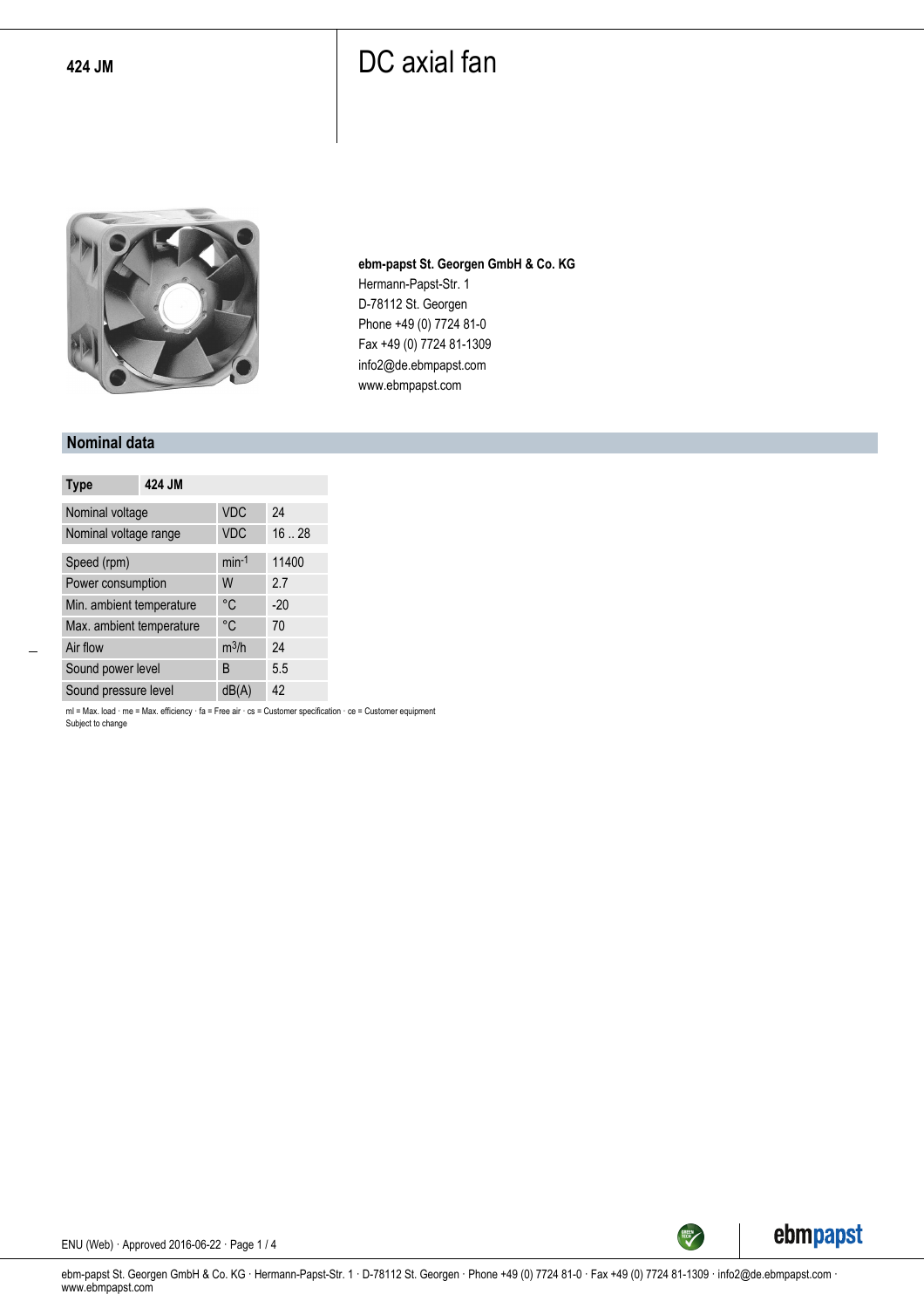**424 JM**

# DC axial fan

**ebm-papst St. Georgen GmbH & Co. KG**
Hermann-Papst-Str. 1
D-78112 St. Georgen
Phone +49 (0) 7724 81-0
Fax +49 (0) 7724 81-1309
info2@de.ebmpapst.com
www.ebmpapst.com

## Nominal data

| Type | 424 JM | |
|---|---|---|
| Nominal voltage | VDC | 24 |
| Nominal voltage range | VDC | 16 .. 28 |
| Speed (rpm) | $min^{-1}$ | 11400 |
| Power consumption | W | 2.7 |
| Min. ambient temperature | °C | -20 |
| Max. ambient temperature | °C | 70 |
| Air flow | $m^3/h$ | 24 |
| Sound power level | B | 5.5 |
| Sound pressure level | dB(A) | 42 |

ml = Max. load · me = Max. efficiency · fa = Free air · cs = Customer specification · ce = Customer equipment
Subject to change

ENU (Web) · Approved 2016-06-22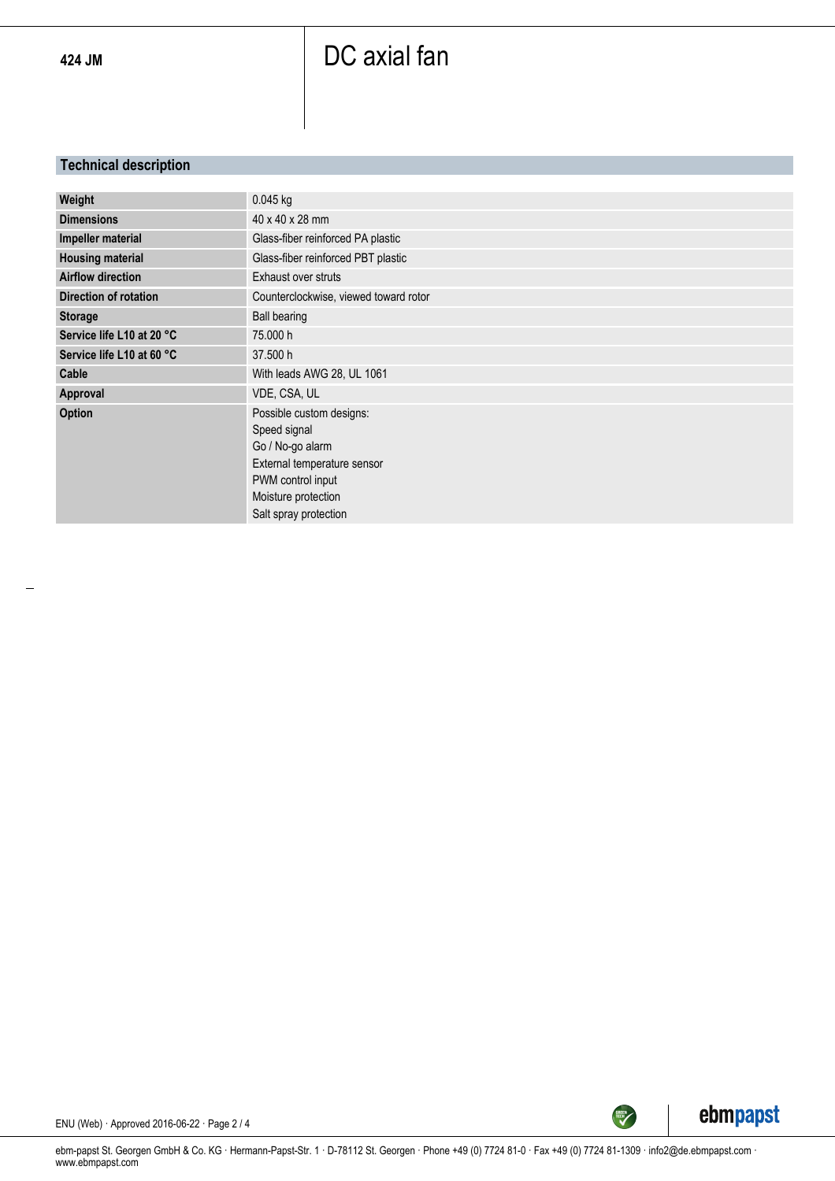**424 JM**

# DC axial fan

## Technical description

| | |
|---|---|
| **Weight** | 0.045 kg |
| **Dimensions** | 40 x 40 x 28 mm |
| **Impeller material** | Glass-fiber reinforced PA plastic |
| **Housing material** | Glass-fiber reinforced PBT plastic |
| **Airflow direction** | Exhaust over struts |
| **Direction of rotation** | Counterclockwise, viewed toward rotor |
| **Storage** | Ball bearing |
| **Service life L10 at 20 °C** | 75.000 h |
| **Service life L10 at 60 °C** | 37.500 h |
| **Cable** | With leads AWG 28, UL 1061 |
| **Approval** | VDE, CSA, UL |
| **Option** | Possible custom designs:<br>Speed signal<br>Go / No-go alarm<br>External temperature sensor<br>PWM control input<br>Moisture protection<br>Salt spray protection |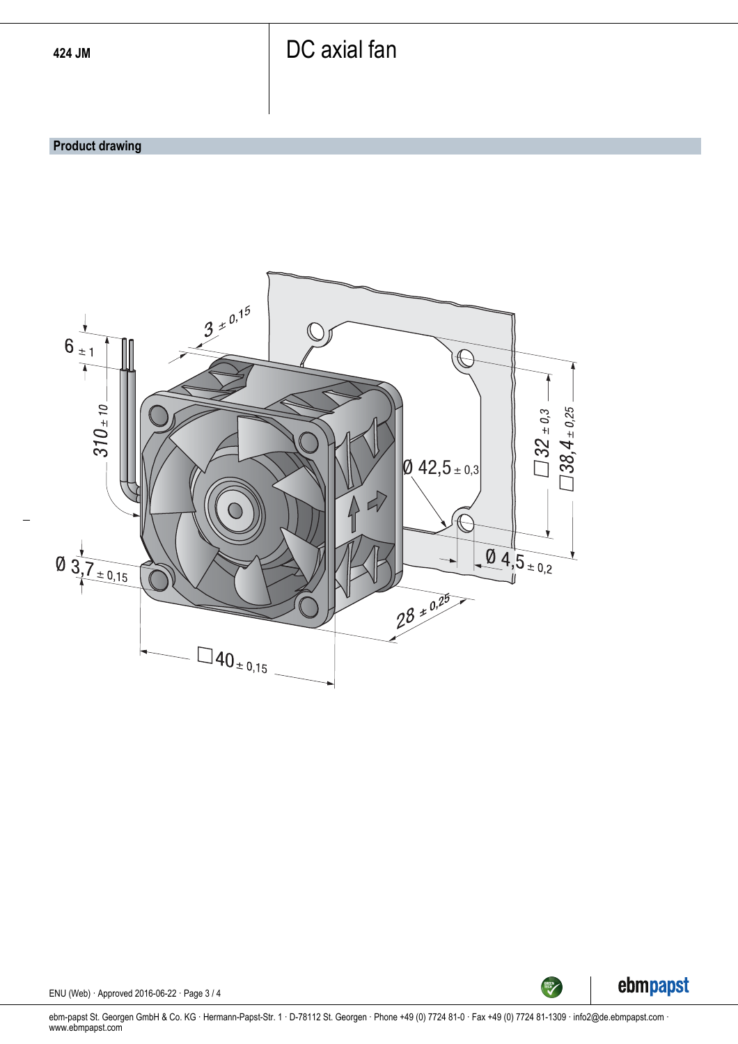424 JM

# DC axial fan

## Product drawing

3 ± 0,15

6 ± 1

310 ± 10

Ø 42,5 ± 0,3

□32 ± 0,3

□38,4 ± 0,25

Ø 3,7 ± 0,15

Ø 4,5 ± 0,2

28 ± 0,25

□40 ± 0,15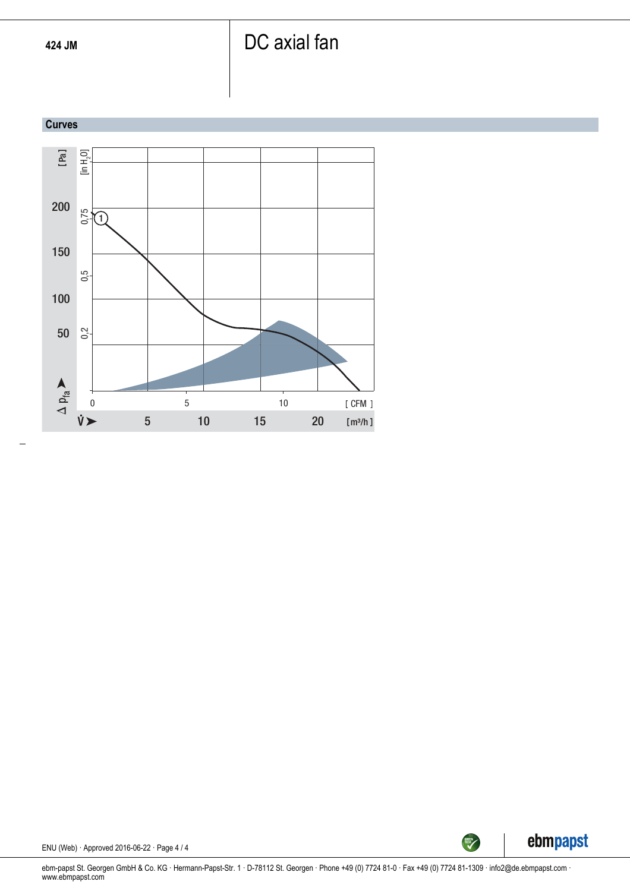424 JM

# DC axial fan

## Curves

[ Pa ]
[in $H_2O$]
200
150
100
50
0,75
0,5
0,2
1
$\Delta p_{fa}$
0
5
10
[ CFM ]
$\dot{V}$
5
10
15
20
[ m³/h ]

ENU (Web) · Approved 2016-06-22 · Page 4 / 4

ebm-papst St. Georgen GmbH & Co. KG · Hermann-Papst-Str. 1 · D-78112 St. Georgen · Phone +49 (0) 7724 81-0 · Fax +49 (0) 7724 81-1309 · info2@de.ebmpapst.com · www.ebmpapst.com